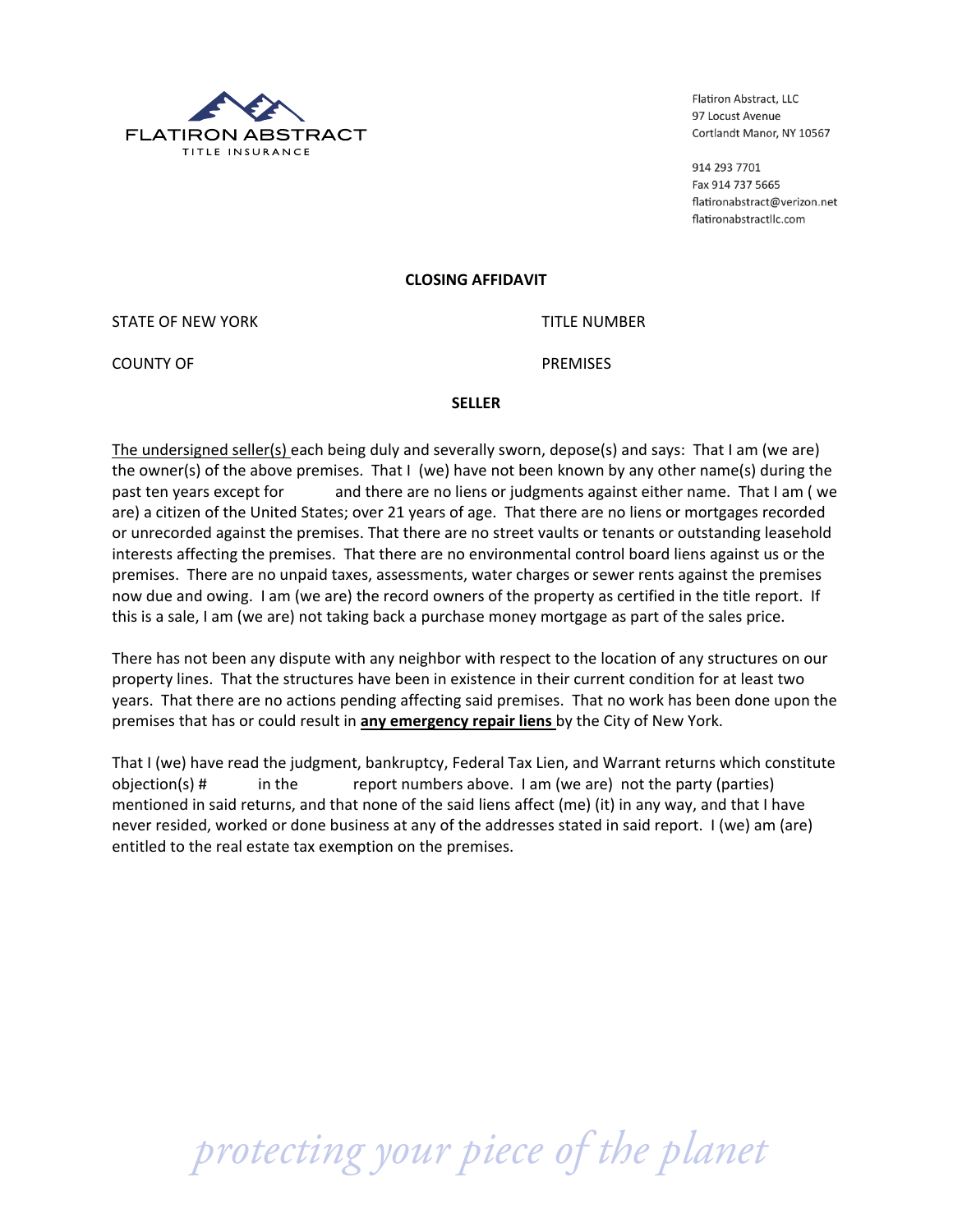FLATIRON ABSTRACT
TITLE INSURANCE

Flatiron Abstract, LLC
97 Locust Avenue
Cortlandt Manor, NY 10567

914 293 7701
Fax 914 737 5665
flatironabstract@verizon.net
flatironabstractllc.com

## CLOSING AFFIDAVIT

STATE OF NEW YORK TITLE NUMBER

COUNTY OF PREMISES

**SELLER**

The undersigned seller(s) each being duly and severally sworn, depose(s) and says: That I am (we are) the owner(s) of the above premises. That I (we) have not been known by any other name(s) during the past ten years except for and there are no liens or judgments against either name. That I am ( we are) a citizen of the United States; over 21 years of age. That there are no liens or mortgages recorded or unrecorded against the premises. That there are no street vaults or tenants or outstanding leasehold interests affecting the premises. That there are no environmental control board liens against us or the premises. There are no unpaid taxes, assessments, water charges or sewer rents against the premises now due and owing. I am (we are) the record owners of the property as certified in the title report. If this is a sale, I am (we are) not taking back a purchase money mortgage as part of the sales price.

There has not been any dispute with any neighbor with respect to the location of any structures on our property lines. That the structures have been in existence in their current condition for at least two years. That there are no actions pending affecting said premises. That no work has been done upon the premises that has or could result in **any emergency repair liens** by the City of New York.

That I (we) have read the judgment, bankruptcy, Federal Tax Lien, and Warrant returns which constitute objection(s) # in the report numbers above. I am (we are) not the party (parties) mentioned in said returns, and that none of the said liens affect (me) (it) in any way, and that I have never resided, worked or done business at any of the addresses stated in said report. I (we) am (are) entitled to the real estate tax exemption on the premises.

*protecting your piece of the planet*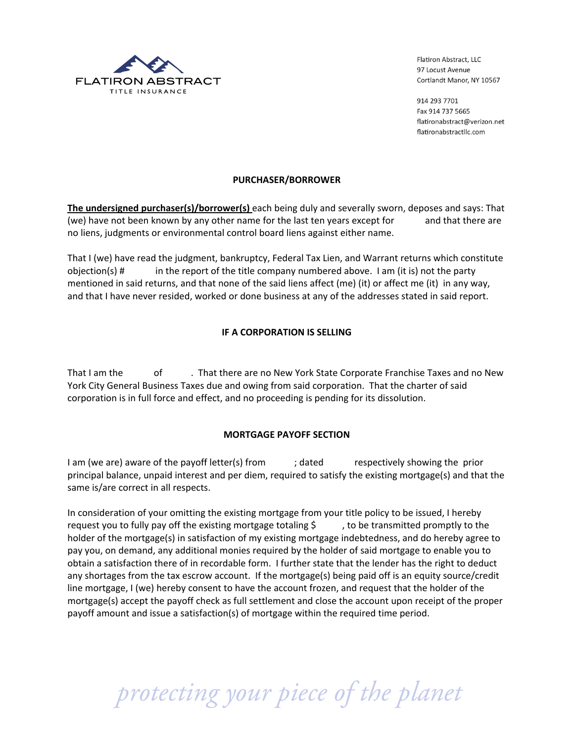FLATIRON ABSTRACT
TITLE INSURANCE

Flatiron Abstract, LLC
97 Locust Avenue
Cortlandt Manor, NY 10567

914 293 7701
Fax 914 737 5665
flatironabstract@verizon.net
flatironabstractllc.com

## PURCHASER/BORROWER

**The undersigned purchaser(s)/borrower(s)** each being duly and severally sworn, deposes and says: That (we) have not been known by any other name for the last ten years except for and that there are no liens, judgments or environmental control board liens against either name.

That I (we) have read the judgment, bankruptcy, Federal Tax Lien, and Warrant returns which constitute objection(s) # in the report of the title company numbered above. I am (it is) not the party mentioned in said returns, and that none of the said liens affect (me) (it) or affect me (it) in any way, and that I have never resided, worked or done business at any of the addresses stated in said report.

## IF A CORPORATION IS SELLING

That I am the of . That there are no New York State Corporate Franchise Taxes and no New York City General Business Taxes due and owing from said corporation. That the charter of said corporation is in full force and effect, and no proceeding is pending for its dissolution.

## MORTGAGE PAYOFF SECTION

I am (we are) aware of the payoff letter(s) from ; dated respectively showing the prior principal balance, unpaid interest and per diem, required to satisfy the existing mortgage(s) and that the same is/are correct in all respects.

In consideration of your omitting the existing mortgage from your title policy to be issued, I hereby request you to fully pay off the existing mortgage totaling $ , to be transmitted promptly to the holder of the mortgage(s) in satisfaction of my existing mortgage indebtedness, and do hereby agree to pay you, on demand, any additional monies required by the holder of said mortgage to enable you to obtain a satisfaction there of in recordable form. I further state that the lender has the right to deduct any shortages from the tax escrow account. If the mortgage(s) being paid off is an equity source/credit line mortgage, I (we) hereby consent to have the account frozen, and request that the holder of the mortgage(s) accept the payoff check as full settlement and close the account upon receipt of the proper payoff amount and issue a satisfaction(s) of mortgage within the required time period.

*protecting your piece of the planet*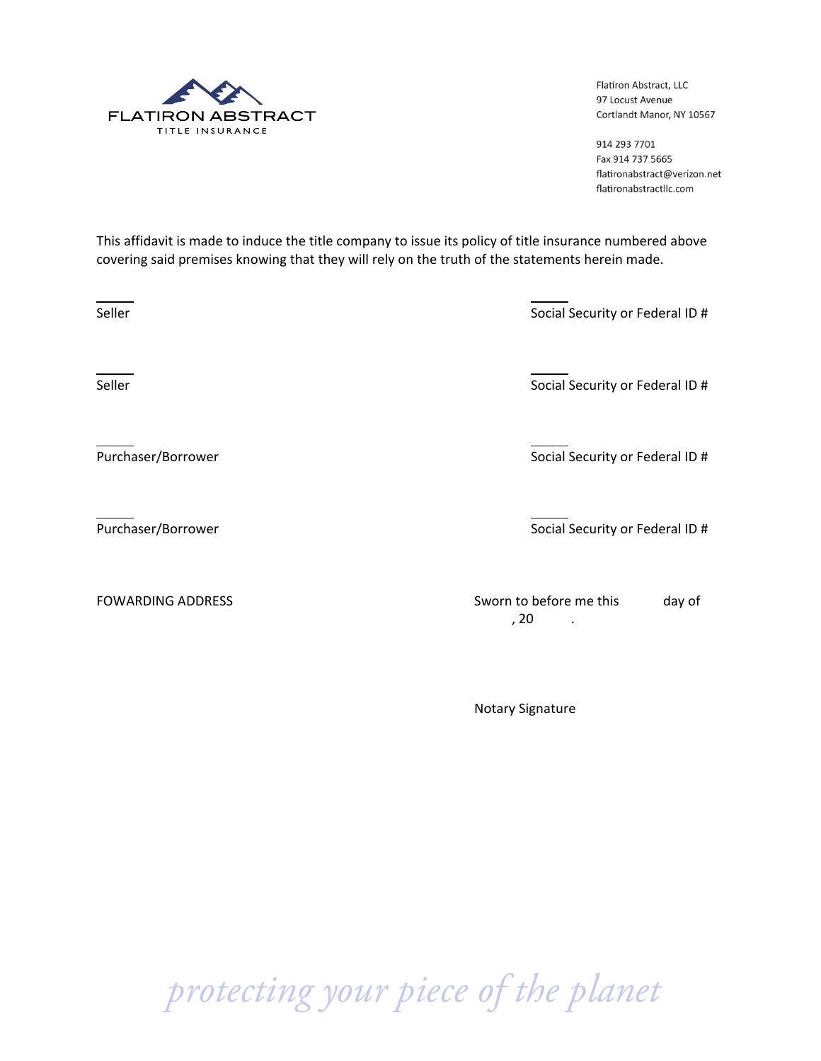FLATIRON ABSTRACT
TITLE INSURANCE

Flatiron Abstract, LLC
97 Locust Avenue
Cortlandt Manor, NY 10567

914 293 7701
Fax 914 737 5665
flatironabstract@verizon.net
flatironabstractllc.com

This affidavit is made to induce the title company to issue its policy of title insurance numbered above covering said premises knowing that they will rely on the truth of the statements herein made.

| | |
|---|---|
| Seller | Social Security or Federal ID # |
| Seller | Social Security or Federal ID # |
| Purchaser/Borrower | Social Security or Federal ID # |
| Purchaser/Borrower | Social Security or Federal ID # |

FOWARDING ADDRESS

Sworn to before me this ____ day of ____, 20 ____.

Notary Signature

*protecting your piece of the planet*